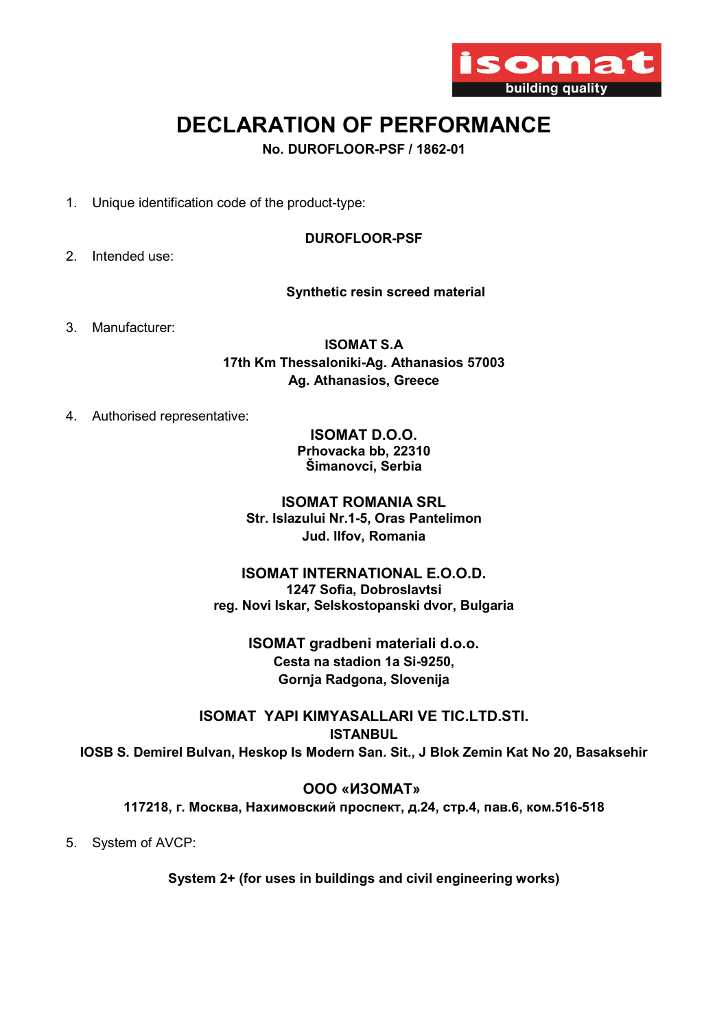isomat
building quality

# DECLARATION OF PERFORMANCE

**No. DUROFLOOR-PSF / 1862-01**

1. Unique identification code of the product-type:

   **DUROFLOOR-PSF**

2. Intended use:

   **Synthetic resin screed material**

3. Manufacturer:

   **ISOMAT S.A**
   **17th Km Thessaloniki-Ag. Athanasios 57003**
   **Ag. Athanasios, Greece**

4. Authorised representative:

   **ISOMAT D.O.O.**
   **Prhovacka bb, 22310**
   **Šimanovci, Serbia**

   **ISOMAT ROMANIA SRL**
   **Str. Islazului Nr.1-5, Oras Pantelimon**
   **Jud. Ilfov, Romania**

   **ISOMAT INTERNATIONAL E.O.O.D.**
   **1247 Sofia, Dobroslavtsi**
   **reg. Novi Iskar, Selskostopanski dvor, Bulgaria**

   **ISOMAT gradbeni materiali d.o.o.**
   **Cesta na stadion 1a Si-9250,**
   **Gornja Radgona, Slovenija**

   **ISOMAT YAPI KIMYASALLARI VE TIC.LTD.STI.**
   **ISTANBUL**
   **IOSB S. Demirel Bulvan, Heskop Is Modern San. Sit., J Blok Zemin Kat No 20, Basaksehir**

   **ООО «ИЗОМАТ»**
   **117218, г. Москва, Нахимовский проспект, д.24, стр.4, пав.6, ком.516-518**

5. System of AVCP:

   **System 2+ (for uses in buildings and civil engineering works)**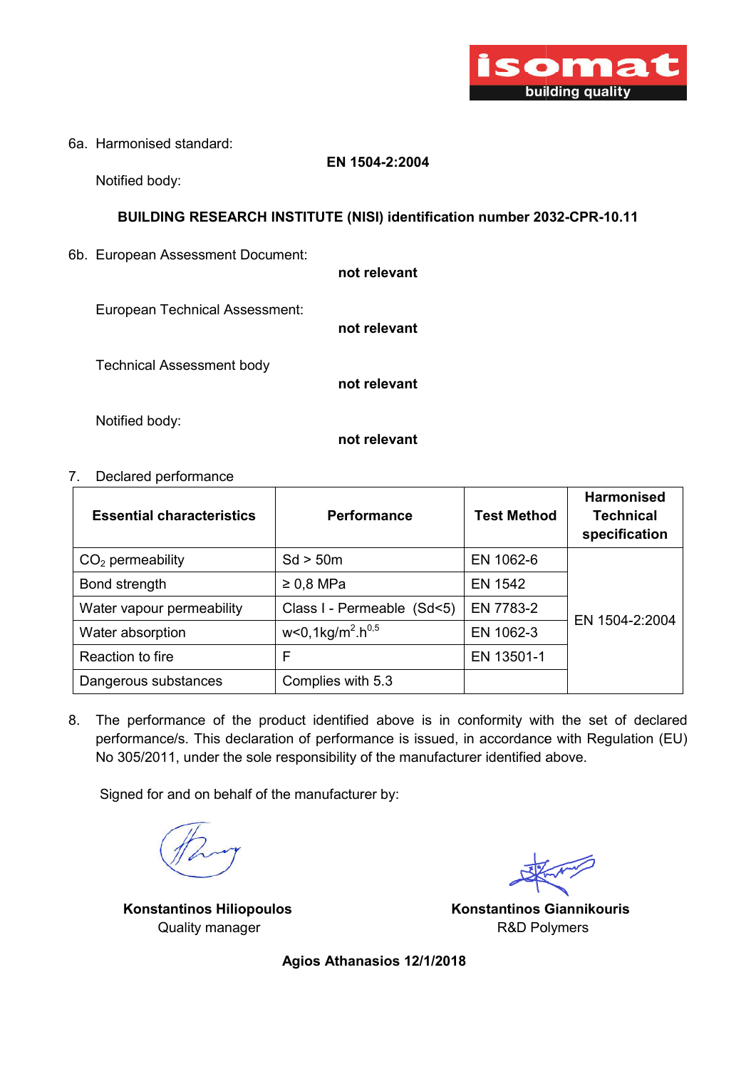6a. Harmonised standard:

**EN 1504-2:2004**

Notified body:

**BUILDING RESEARCH INSTITUTE (NISI) identification number 2032-CPR-10.11**

6b. European Assessment Document:

**not relevant**

European Technical Assessment:

**not relevant**

Technical Assessment body

**not relevant**

Notified body:

**not relevant**

7. Declared performance

| Essential characteristics | Performance | Test Method | Harmonised Technical specification |
|---|---|---|---|
| $CO_2$ permeability | Sd > 50m | EN 1062-6 | EN 1504-2:2004 |
| Bond strength | ≥ 0,8 MPa | EN 1542 | |
| Water vapour permeability | Class I - Permeable (Sd<5) | EN 7783-2 | |
| Water absorption | $w<0,1 kg/m^2.h^{0,5}$ | EN 1062-3 | |
| Reaction to fire | F | EN 13501-1 | |
| Dangerous substances | Complies with 5.3 | | |

8. The performance of the product identified above is in conformity with the set of declared performance/s. This declaration of performance is issued, in accordance with Regulation (EU) No 305/2011, under the sole responsibility of the manufacturer identified above.

Signed for and on behalf of the manufacturer by:

**Konstantinos Hiliopoulos**
Quality manager

**Konstantinos Giannikouris**
R&D Polymers

**Agios Athanasios 12/1/2018**